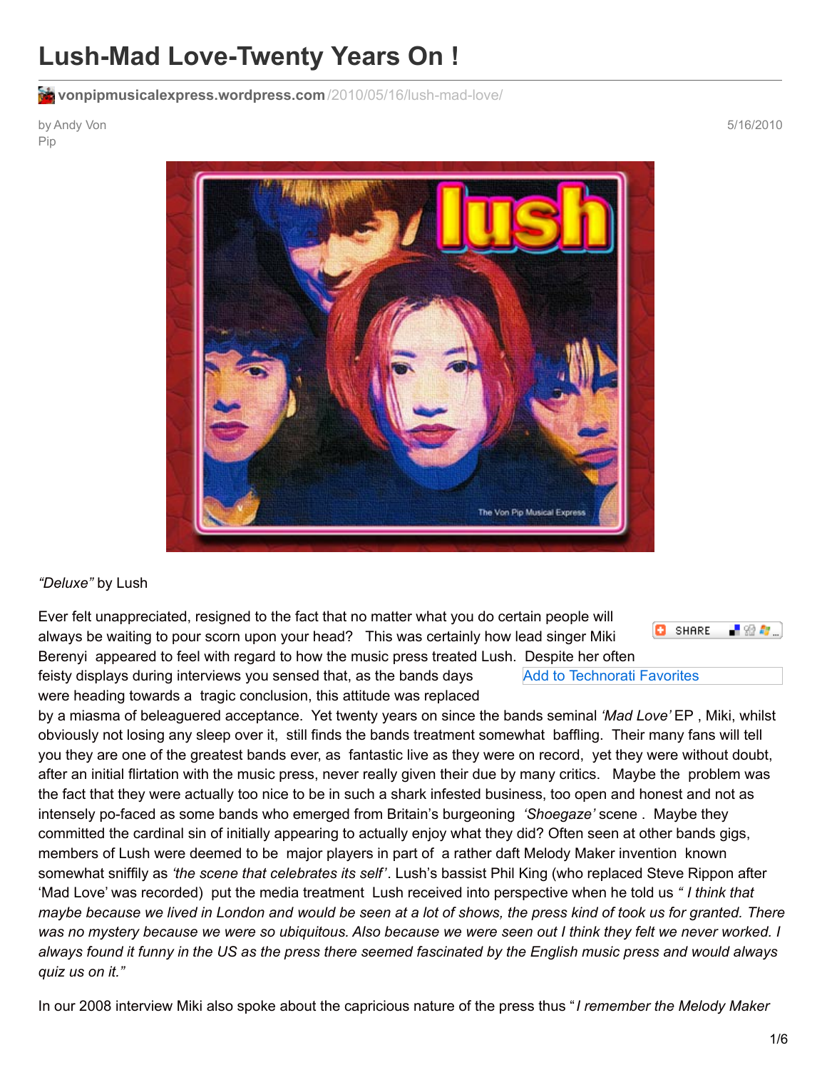# Lush-Mad Love-Twenty Years On !

vonpipmusicalexpress.wordpress.com/2010/05/16/lush-mad-love/

by Andy Von Pip

5/16/2010

*"Deluxe"* by Lush

Ever felt unappreciated, resigned to the fact that no matter what you do certain people will always be waiting to pour scorn upon your head? This was certainly how lead singer Miki Berenyi appeared to feel with regard to how the music press treated Lush. Despite her often feisty displays during interviews you sensed that, as the bands days were heading towards a tragic conclusion, this attitude was replaced by a miasma of beleaguered acceptance. Yet twenty years on since the bands seminal *'Mad Love'* EP , Miki, whilst obviously not losing any sleep over it, still finds the bands treatment somewhat baffling. Their many fans will tell you they are one of the greatest bands ever, as fantastic live as they were on record, yet they were without doubt, after an initial flirtation with the music press, never really given their due by many critics. Maybe the problem was the fact that they were actually too nice to be in such a shark infested business, too open and honest and not as intensely po-faced as some bands who emerged from Britain's burgeoning *'Shoegaze'* scene . Maybe they committed the cardinal sin of initially appearing to actually enjoy what they did? Often seen at other bands gigs, members of Lush were deemed to be major players in part of a rather daft Melody Maker invention known somewhat sniffily as *'the scene that celebrates its self'*. Lush's bassist Phil King (who replaced Steve Rippon after 'Mad Love' was recorded) put the media treatment Lush received into perspective when he told us *" I think that maybe because we lived in London and would be seen at a lot of shows, the press kind of took us for granted. There was no mystery because we were so ubiquitous. Also because we were seen out I think they felt we never worked. I always found it funny in the US as the press there seemed fascinated by the English music press and would always quiz us on it."*

In our 2008 interview Miki also spoke about the capricious nature of the press thus "*I remember the Melody Maker*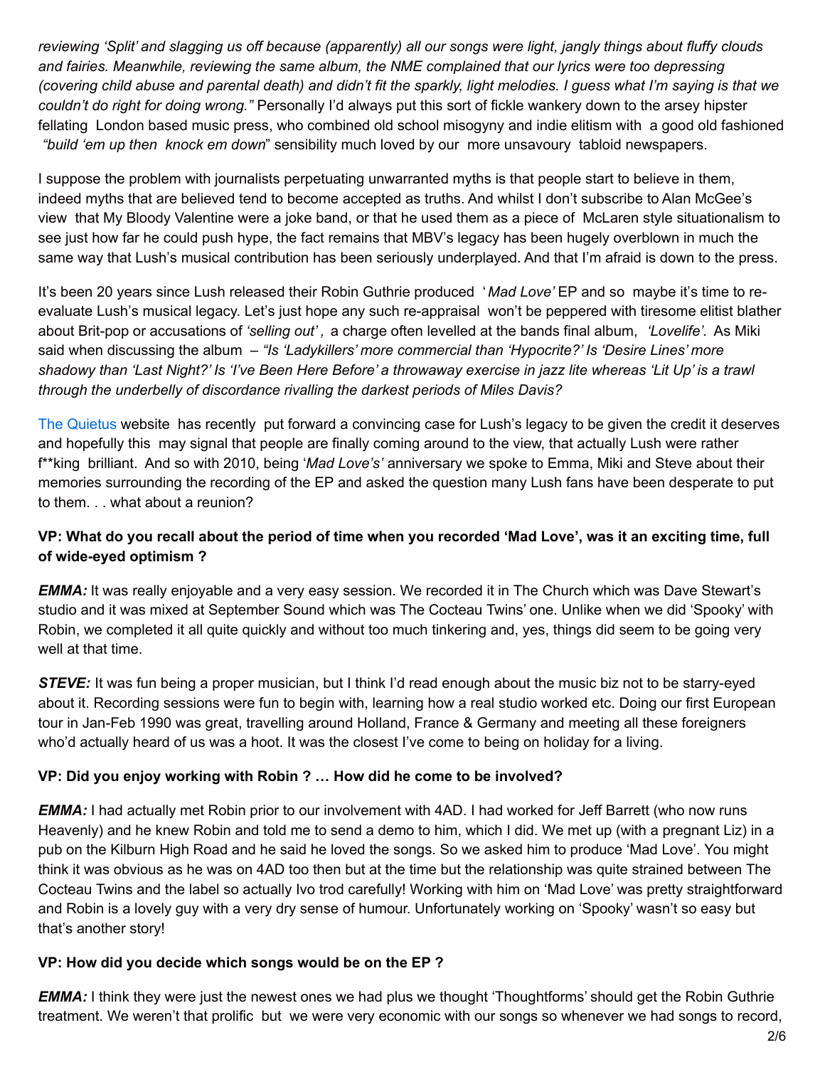*reviewing 'Split' and slagging us off because (apparently) all our songs were light, jangly things about fluffy clouds and fairies. Meanwhile, reviewing the same album, the NME complained that our lyrics were too depressing (covering child abuse and parental death) and didn't fit the sparkly, light melodies. I guess what I'm saying is that we couldn't do right for doing wrong."* Personally I'd always put this sort of fickle wankery down to the arsey hipster fellating London based music press, who combined old school misogyny and indie elitism with a good old fashioned *"build 'em up then knock em down*" sensibility much loved by our more unsavoury tabloid newspapers.

I suppose the problem with journalists perpetuating unwarranted myths is that people start to believe in them, indeed myths that are believed tend to become accepted as truths. And whilst I don't subscribe to Alan McGee's view that My Bloody Valentine were a joke band, or that he used them as a piece of McLaren style situationalism to see just how far he could push hype, the fact remains that MBV's legacy has been hugely overblown in much the same way that Lush's musical contribution has been seriously underplayed. And that I'm afraid is down to the press.

It's been 20 years since Lush released their Robin Guthrie produced '*Mad Love'* EP and so maybe it's time to re-evaluate Lush's musical legacy. Let's just hope any such re-appraisal won't be peppered with tiresome elitist blather about Brit-pop or accusations of *'selling out'*, a charge often levelled at the bands final album, *'Lovelife'*. As Miki said when discussing the album – *"Is 'Ladykillers' more commercial than 'Hypocrite?' Is 'Desire Lines' more shadowy than 'Last Night?' Is 'I've Been Here Before' a throwaway exercise in jazz lite whereas 'Lit Up' is a trawl through the underbelly of discordance rivalling the darkest periods of Miles Davis?*

The Quietus website has recently put forward a convincing case for Lush's legacy to be given the credit it deserves and hopefully this may signal that people are finally coming around to the view, that actually Lush were rather f**king brilliant. And so with 2010, being '*Mad Love's'* anniversary we spoke to Emma, Miki and Steve about their memories surrounding the recording of the EP and asked the question many Lush fans have been desperate to put to them. . . what about a reunion?

**VP: What do you recall about the period of time when you recorded 'Mad Love', was it an exciting time, full of wide-eyed optimism ?**

***EMMA:*** It was really enjoyable and a very easy session. We recorded it in The Church which was Dave Stewart's studio and it was mixed at September Sound which was The Cocteau Twins' one. Unlike when we did 'Spooky' with Robin, we completed it all quite quickly and without too much tinkering and, yes, things did seem to be going very well at that time.

***STEVE:*** It was fun being a proper musician, but I think I'd read enough about the music biz not to be starry-eyed about it. Recording sessions were fun to begin with, learning how a real studio worked etc. Doing our first European tour in Jan-Feb 1990 was great, travelling around Holland, France & Germany and meeting all these foreigners who'd actually heard of us was a hoot. It was the closest I've come to being on holiday for a living.

**VP: Did you enjoy working with Robin ? … How did he come to be involved?**

***EMMA:*** I had actually met Robin prior to our involvement with 4AD. I had worked for Jeff Barrett (who now runs Heavenly) and he knew Robin and told me to send a demo to him, which I did. We met up (with a pregnant Liz) in a pub on the Kilburn High Road and he said he loved the songs. So we asked him to produce 'Mad Love'. You might think it was obvious as he was on 4AD too then but at the time but the relationship was quite strained between The Cocteau Twins and the label so actually Ivo trod carefully! Working with him on 'Mad Love' was pretty straightforward and Robin is a lovely guy with a very dry sense of humour. Unfortunately working on 'Spooky' wasn't so easy but that's another story!

**VP: How did you decide which songs would be on the EP ?**

***EMMA:*** I think they were just the newest ones we had plus we thought 'Thoughtforms' should get the Robin Guthrie treatment. We weren't that prolific but we were very economic with our songs so whenever we had songs to record,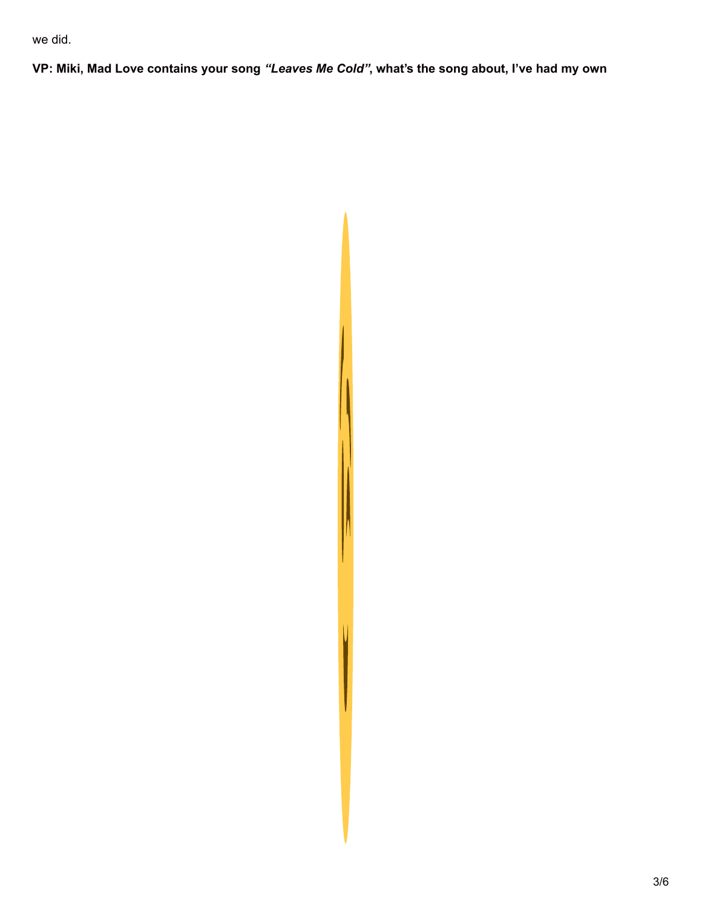we did.

**VP: Miki, Mad Love contains your song *"Leaves Me Cold"*, what's the song about, I've had my own**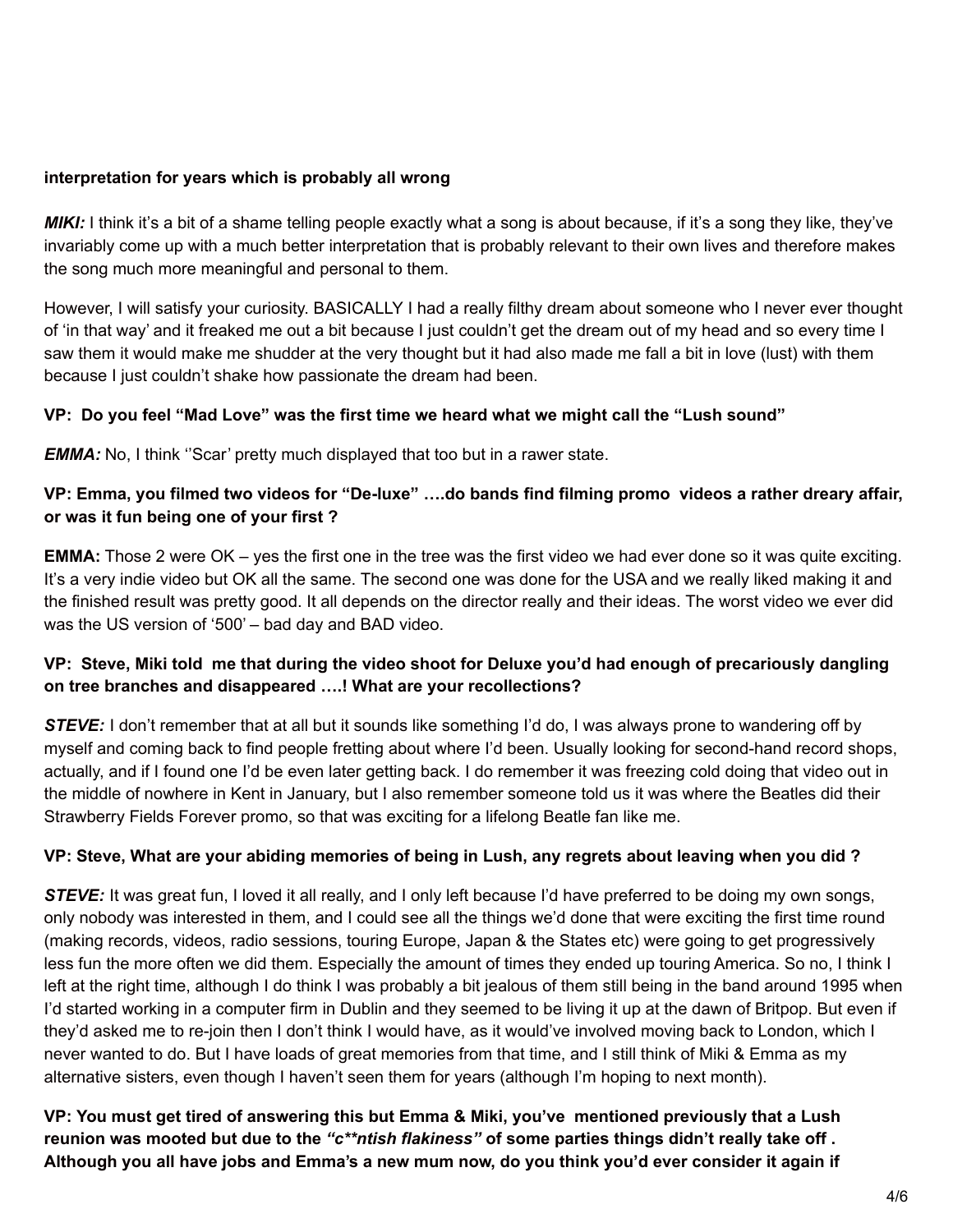**interpretation for years which is probably all wrong**

***MIKI:*** I think it's a bit of a shame telling people exactly what a song is about because, if it's a song they like, they've invariably come up with a much better interpretation that is probably relevant to their own lives and therefore makes the song much more meaningful and personal to them.

However, I will satisfy your curiosity. BASICALLY I had a really filthy dream about someone who I never ever thought of 'in that way' and it freaked me out a bit because I just couldn't get the dream out of my head and so every time I saw them it would make me shudder at the very thought but it had also made me fall a bit in love (lust) with them because I just couldn't shake how passionate the dream had been.

**VP: Do you feel "Mad Love" was the first time we heard what we might call the "Lush sound"**

***EMMA:*** No, I think ''Scar' pretty much displayed that too but in a rawer state.

**VP: Emma, you filmed two videos for "De-luxe" ….do bands find filming promo videos a rather dreary affair, or was it fun being one of your first ?**

**EMMA:** Those 2 were OK – yes the first one in the tree was the first video we had ever done so it was quite exciting. It's a very indie video but OK all the same. The second one was done for the USA and we really liked making it and the finished result was pretty good. It all depends on the director really and their ideas. The worst video we ever did was the US version of '500' – bad day and BAD video.

**VP: Steve, Miki told me that during the video shoot for Deluxe you'd had enough of precariously dangling on tree branches and disappeared ….! What are your recollections?**

***STEVE:*** I don't remember that at all but it sounds like something I'd do, I was always prone to wandering off by myself and coming back to find people fretting about where I'd been. Usually looking for second-hand record shops, actually, and if I found one I'd be even later getting back. I do remember it was freezing cold doing that video out in the middle of nowhere in Kent in January, but I also remember someone told us it was where the Beatles did their Strawberry Fields Forever promo, so that was exciting for a lifelong Beatle fan like me.

**VP: Steve, What are your abiding memories of being in Lush, any regrets about leaving when you did ?**

***STEVE:*** It was great fun, I loved it all really, and I only left because I'd have preferred to be doing my own songs, only nobody was interested in them, and I could see all the things we'd done that were exciting the first time round (making records, videos, radio sessions, touring Europe, Japan & the States etc) were going to get progressively less fun the more often we did them. Especially the amount of times they ended up touring America. So no, I think I left at the right time, although I do think I was probably a bit jealous of them still being in the band around 1995 when I'd started working in a computer firm in Dublin and they seemed to be living it up at the dawn of Britpop. But even if they'd asked me to re-join then I don't think I would have, as it would've involved moving back to London, which I never wanted to do. But I have loads of great memories from that time, and I still think of Miki & Emma as my alternative sisters, even though I haven't seen them for years (although I'm hoping to next month).

**VP: You must get tired of answering this but Emma & Miki, you've mentioned previously that a Lush reunion was mooted but due to the *"c**ntish flakiness"* of some parties things didn't really take off . Although you all have jobs and Emma's a new mum now, do you think you'd ever consider it again if**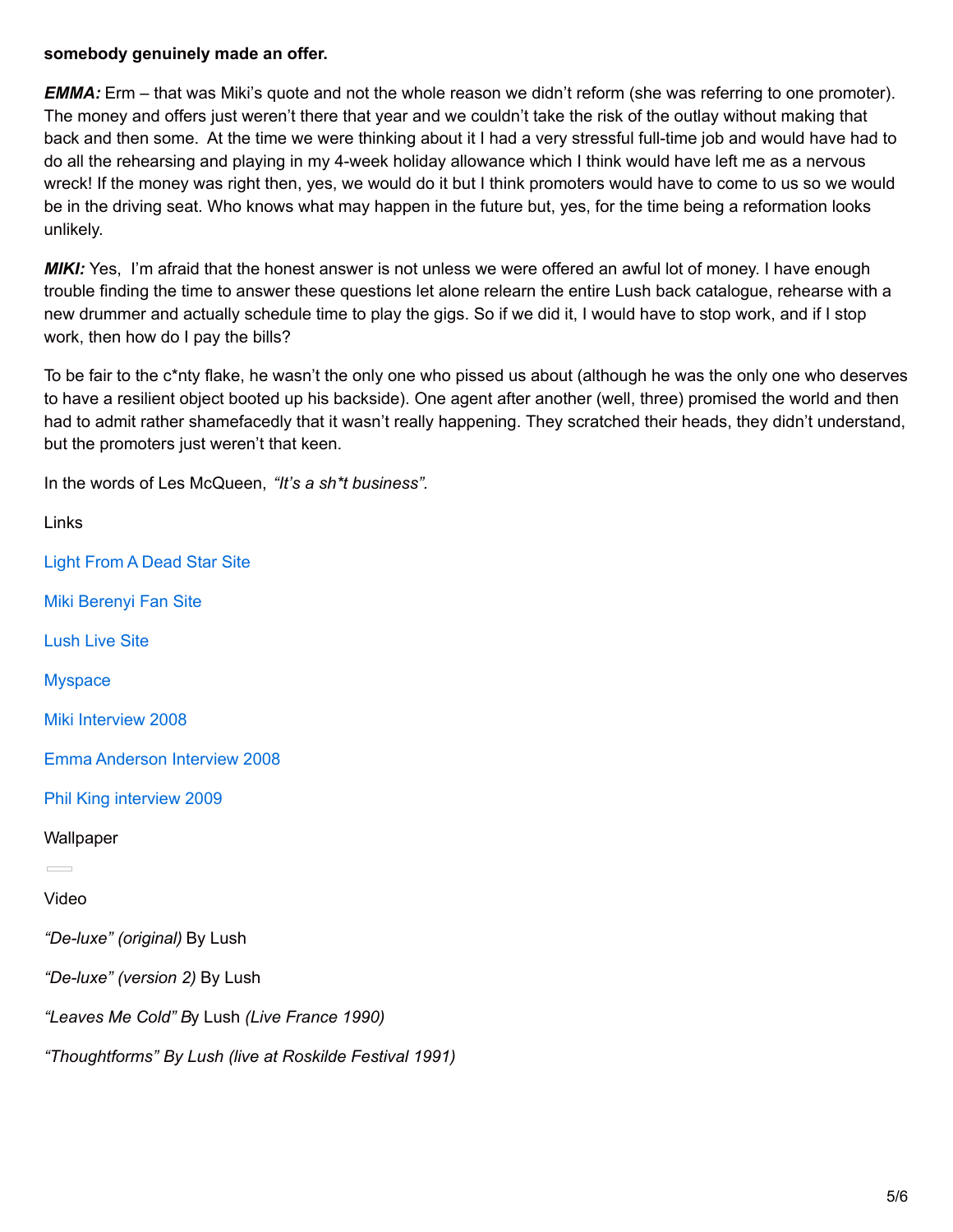**somebody genuinely made an offer.**

***EMMA:*** Erm – that was Miki's quote and not the whole reason we didn't reform (she was referring to one promoter). The money and offers just weren't there that year and we couldn't take the risk of the outlay without making that back and then some. At the time we were thinking about it I had a very stressful full-time job and would have had to do all the rehearsing and playing in my 4-week holiday allowance which I think would have left me as a nervous wreck! If the money was right then, yes, we would do it but I think promoters would have to come to us so we would be in the driving seat. Who knows what may happen in the future but, yes, for the time being a reformation looks unlikely.

***MIKI:*** Yes, I'm afraid that the honest answer is not unless we were offered an awful lot of money. I have enough trouble finding the time to answer these questions let alone relearn the entire Lush back catalogue, rehearse with a new drummer and actually schedule time to play the gigs. So if we did it, I would have to stop work, and if I stop work, then how do I pay the bills?

To be fair to the c*nty flake, he wasn't the only one who pissed us about (although he was the only one who deserves to have a resilient object booted up his backside). One agent after another (well, three) promised the world and then had to admit rather shamefacedly that it wasn't really happening. They scratched their heads, they didn't understand, but the promoters just weren't that keen.

In the words of Les McQueen, *"It's a sh*t business".*

Links

Light From A Dead Star Site

Miki Berenyi Fan Site

Lush Live Site

Myspace

Miki Interview 2008

Emma Anderson Interview 2008

Phil King interview 2009

Wallpaper

Video

*"De-luxe" (original)* By Lush

*"De-luxe" (version 2)* By Lush

*"Leaves Me Cold"* By Lush *(Live France 1990)*

*"Thoughtforms" By Lush (live at Roskilde Festival 1991)*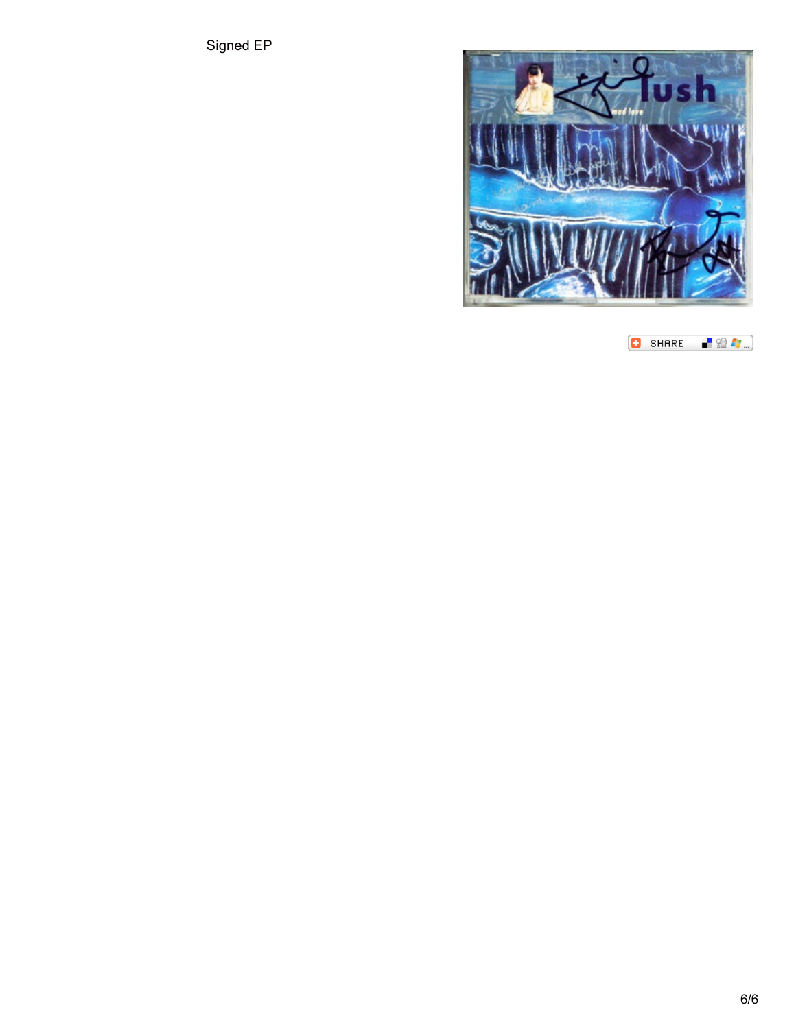Signed EP